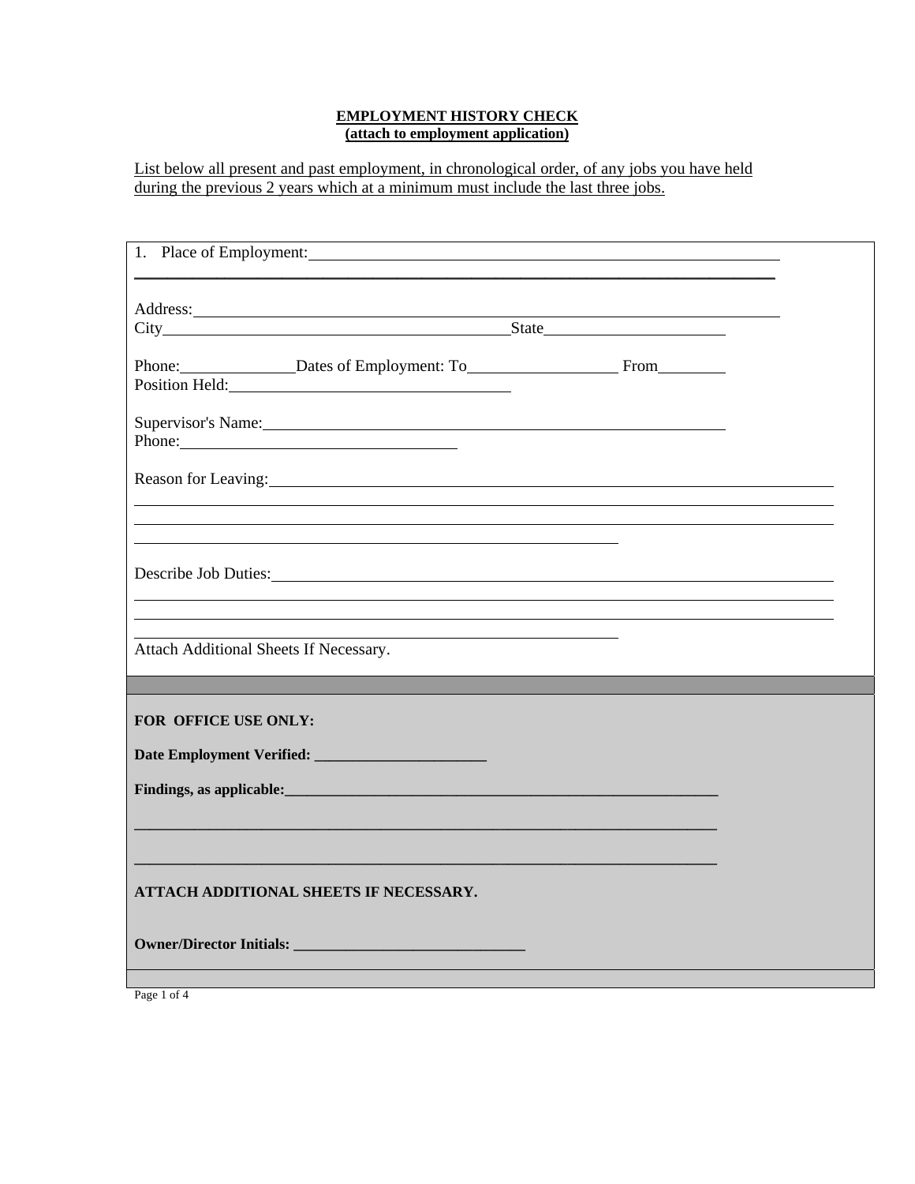**EMPLOYMENT HISTORY CHECK**
**(attach to employment application)**

List below all present and past employment, in chronological order, of any jobs you have held during the previous 2 years which at a minimum must include the last three jobs.

1. Place of Employment: ____________________________________________

____________________________________________________________________

Address: ____________________________________________________________

City ________________________________ State ___________________

Phone: ____________ Dates of Employment: To ______________ From ________

Position Held: ______________________________

Supervisor's Name: ______________________________________________

Phone: ______________________________

Reason for Leaving: _________________________________________________

____________________________________________________________________

____________________________________________________________________

________________________________________________

Describe Job Duties: ________________________________________________

____________________________________________________________________

____________________________________________________________________

________________________________________________

Attach Additional Sheets If Necessary.

**FOR OFFICE USE ONLY:**

**Date Employment Verified: ______________________**

**Findings, as applicable: ____________________________________________**

**____________________________________________________________________**

**____________________________________________________________________**

**ATTACH ADDITIONAL SHEETS IF NECESSARY.**

**Owner/Director Initials: ______________________________**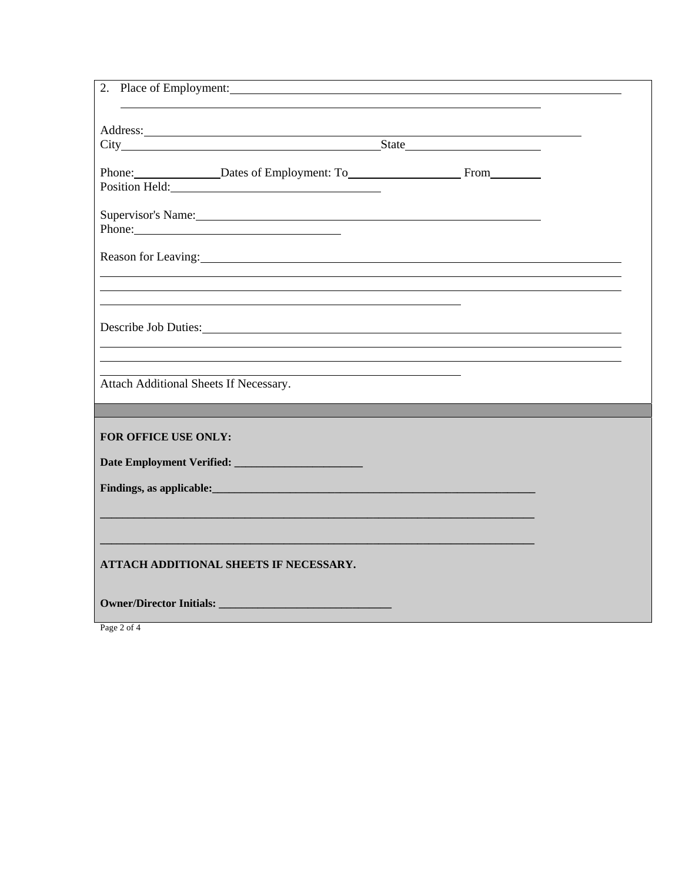2. Place of Employment: ______________________________________________

______________________________________________

Address: ______________________________________________

City ______________________________ State ________________

Phone: __________ Dates of Employment: To ______________ From ________

Position Held: ________________________

Supervisor's Name: ______________________________________________

Phone: ________________________

Reason for Leaving: ______________________________________________

______________________________________________

______________________________________________

______________________________________________

Describe Job Duties: ______________________________________________

______________________________________________

______________________________________________

______________________________________________

Attach Additional Sheets If Necessary.

---

**FOR OFFICE USE ONLY:**

**Date Employment Verified: ______________________**

**Findings, as applicable: ______________________________________________**

**______________________________________________**

**______________________________________________**

**ATTACH ADDITIONAL SHEETS IF NECESSARY.**

**Owner/Director Initials: ______________________________**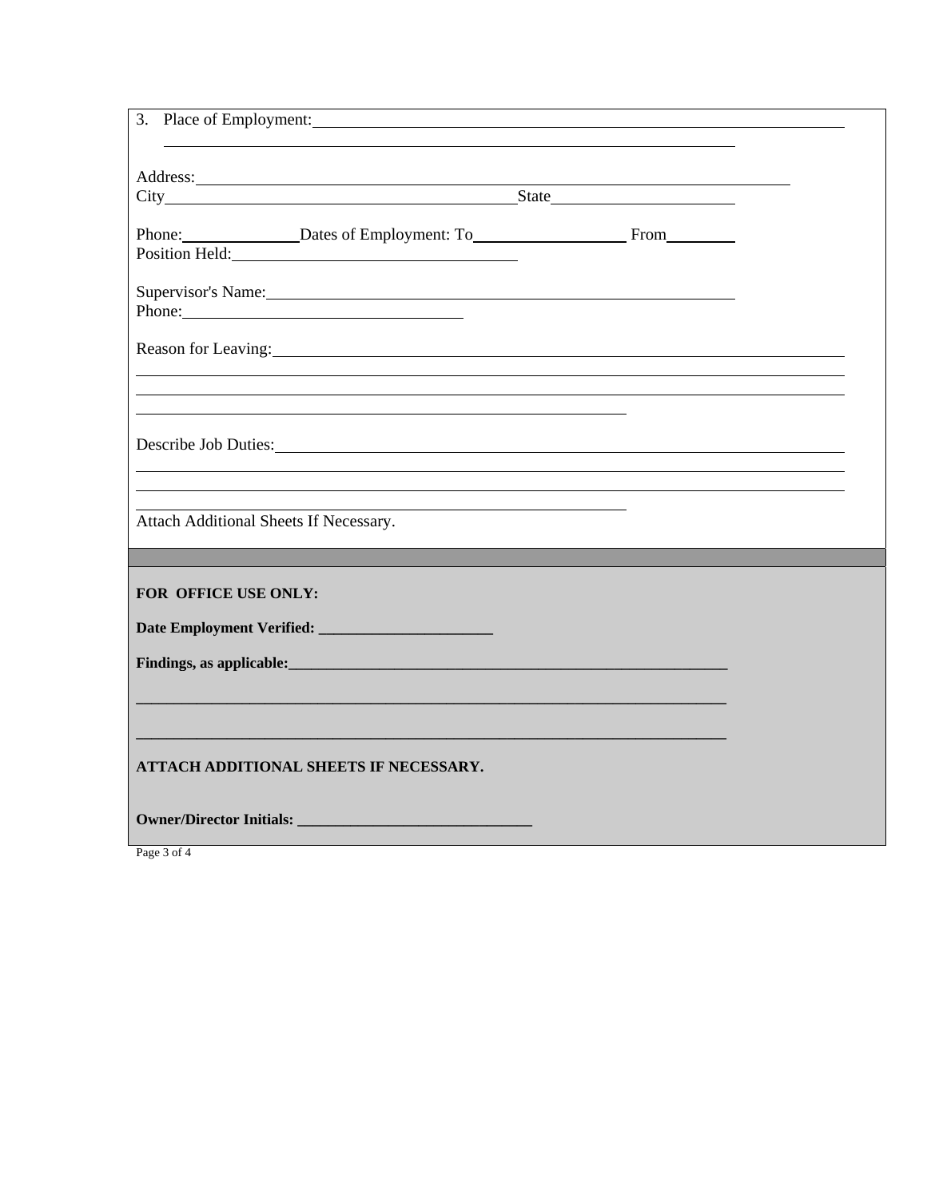3. Place of Employment: ______________________________________________

______________________________________________

Address: ______________________________________________

City ______________________________ State ______________

Phone: __________ Dates of Employment: To ____________ From ______

Position Held: ______________________

Supervisor's Name: ______________________________________

Phone: ______________________

Reason for Leaving: ______________________________________________

______________________________________________

______________________________________________

______________________________________________

Describe Job Duties: ______________________________________________

______________________________________________

______________________________________________

______________________________________________

Attach Additional Sheets If Necessary.

**FOR OFFICE USE ONLY:**

**Date Employment Verified: ______________________**

**Findings, as applicable: ______________________________________________**

**______________________________________________**

**______________________________________________**

**ATTACH ADDITIONAL SHEETS IF NECESSARY.**

**Owner/Director Initials: ______________________________**